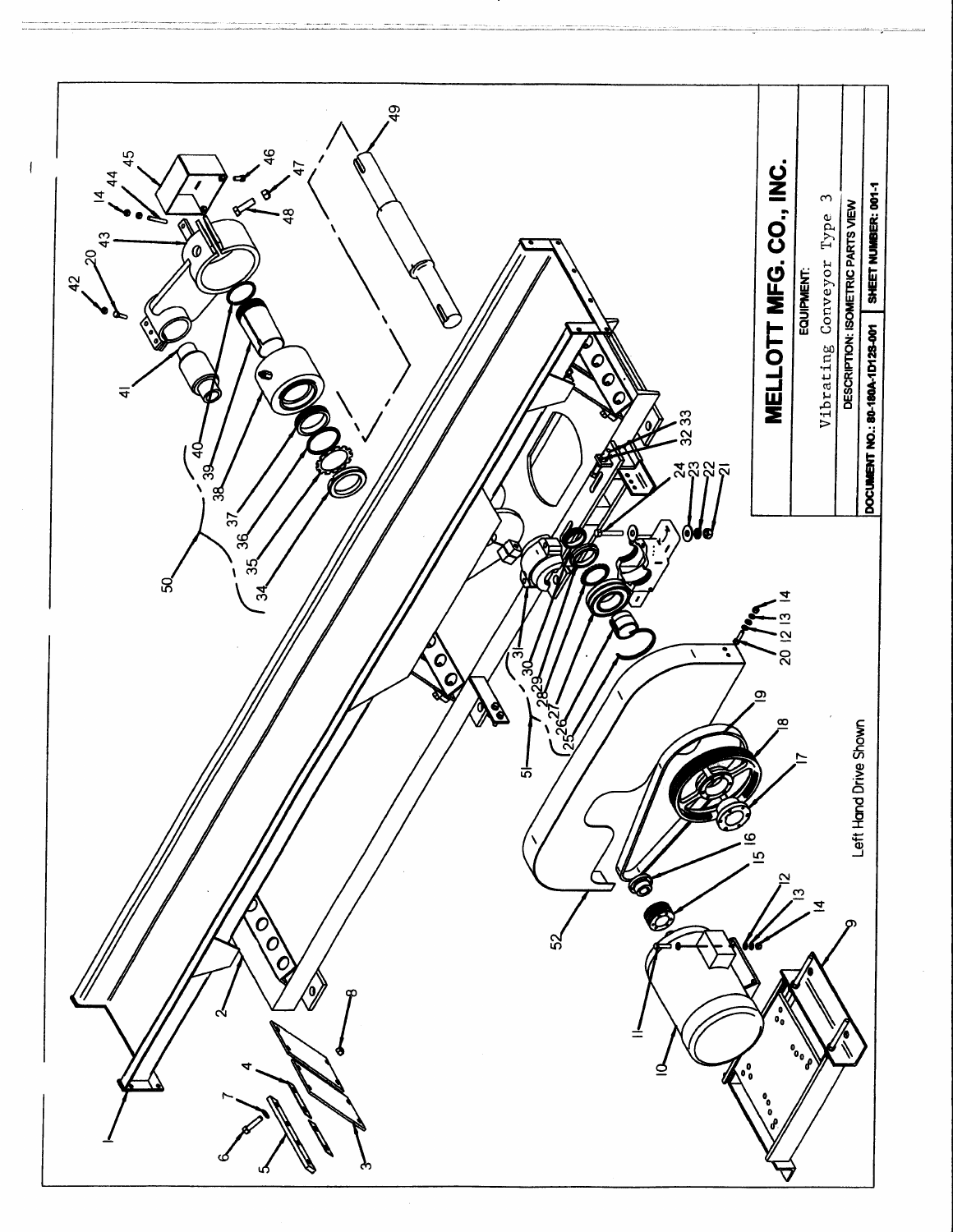Left Hand Drive Shown

# MELLOTT MFG. CO., INC.

| | |
|---|---|
| EQUIPMENT: | Vibrating Conveyor Type 3 |
| DESCRIPTION: ISOMETRIC PARTS VIEW | |
| DOCUMENT NO.: 80-180A-1D12S-001 | SHEET NUMBER: 001-1 |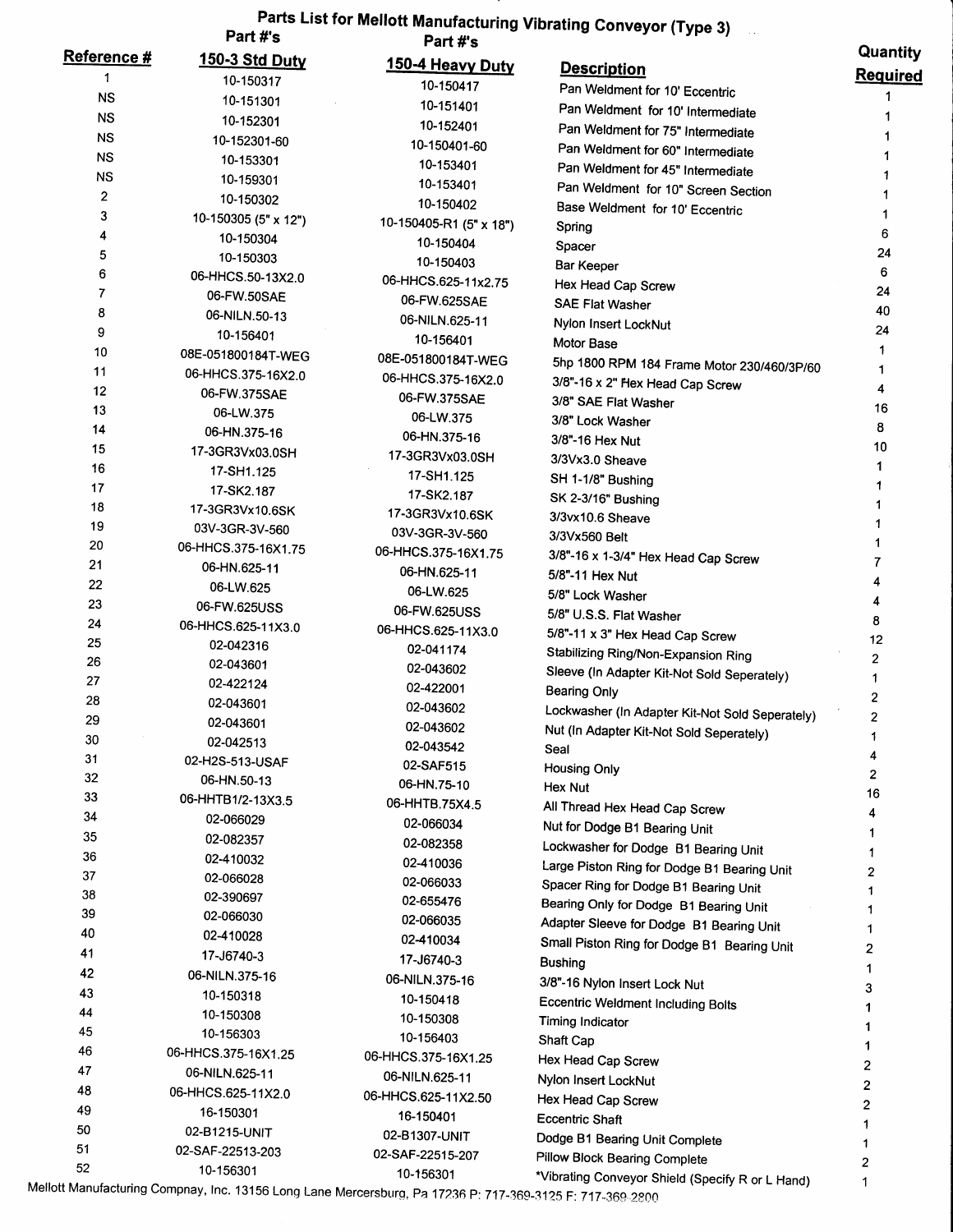# Parts List for Mellott Manufacturing Vibrating Conveyor (Type 3)

| Reference # | Part #'s 150-3 Std Duty | Part #'s 150-4 Heavy Duty | Description | Quantity Required |
|---|---|---|---|---|
| 1 | 10-150317 | 10-150417 | Pan Weldment for 10' Eccentric | 1 |
| NS | 10-151301 | 10-151401 | Pan Weldment for 10' Intermediate | 1 |
| NS | 10-152301 | 10-152401 | Pan Weldment for 75" Intermediate | 1 |
| NS | 10-152301-60 | 10-150401-60 | Pan Weldment for 60" Intermediate | 1 |
| NS | 10-153301 | 10-153401 | Pan Weldment for 45" Intermediate | 1 |
| NS | 10-159301 | 10-153401 | Pan Weldment for 10" Screen Section | 1 |
| 2 | 10-150302 | 10-150402 | Base Weldment for 10' Eccentric | 1 |
| 3 | 10-150305 (5" x 12") | 10-150405-R1 (5" x 18") | Spring | 6 |
| 4 | 10-150304 | 10-150404 | Spacer | 24 |
| 5 | 10-150303 | 10-150403 | Bar Keeper | 6 |
| 6 | 06-HHCS.50-13X2.0 | 06-HHCS.625-11x2.75 | Hex Head Cap Screw | 24 |
| 7 | 06-FW.50SAE | 06-FW.625SAE | SAE Flat Washer | 40 |
| 8 | 06-NILN.50-13 | 06-NILN.625-11 | Nylon Insert LockNut | 24 |
| 9 | 10-156401 | 10-156401 | Motor Base | 1 |
| 10 | 08E-051800184T-WEG | 08E-051800184T-WEG | 5hp 1800 RPM 184 Frame Motor 230/460/3P/60 | 1 |
| 11 | 06-HHCS.375-16X2.0 | 06-HHCS.375-16X2.0 | 3/8"-16 x 2" Hex Head Cap Screw | 4 |
| 12 | 06-FW.375SAE | 06-FW.375SAE | 3/8" SAE Flat Washer | 16 |
| 13 | 06-LW.375 | 06-LW.375 | 3/8" Lock Washer | 8 |
| 14 | 06-HN.375-16 | 06-HN.375-16 | 3/8"-16 Hex Nut | 10 |
| 15 | 17-3GR3Vx03.0SH | 17-3GR3Vx03.0SH | 3/3Vx3.0 Sheave | 1 |
| 16 | 17-SH1.125 | 17-SH1.125 | SH 1-1/8" Bushing | 1 |
| 17 | 17-SK2.187 | 17-SK2.187 | SK 2-3/16" Bushing | 1 |
| 18 | 17-3GR3Vx10.6SK | 17-3GR3Vx10.6SK | 3/3vx10.6 Sheave | 1 |
| 19 | 03V-3GR-3V-560 | 03V-3GR-3V-560 | 3/3Vx560 Belt | 1 |
| 20 | 06-HHCS.375-16X1.75 | 06-HHCS.375-16X1.75 | 3/8"-16 x 1-3/4" Hex Head Cap Screw | 7 |
| 21 | 06-HN.625-11 | 06-HN.625-11 | 5/8"-11 Hex Nut | 4 |
| 22 | 06-LW.625 | 06-LW.625 | 5/8" Lock Washer | 4 |
| 23 | 06-FW.625USS | 06-FW.625USS | 5/8" U.S.S. Flat Washer | 8 |
| 24 | 06-HHCS.625-11X3.0 | 06-HHCS.625-11X3.0 | 5/8"-11 x 3" Hex Head Cap Screw | 12 |
| 25 | 02-042316 | 02-041174 | Stabilizing Ring/Non-Expansion Ring | 2 |
| 26 | 02-043601 | 02-043602 | Sleeve (In Adapter Kit-Not Sold Seperately) | 1 |
| 27 | 02-422124 | 02-422001 | Bearing Only | 2 |
| 28 | 02-043601 | 02-043602 | Lockwasher (In Adapter Kit-Not Sold Seperately) | 2 |
| 29 | 02-043601 | 02-043602 | Nut (In Adapter Kit-Not Sold Seperately) | 1 |
| 30 | 02-042513 | 02-043542 | Seal | 4 |
| 31 | 02-H2S-513-USAF | 02-SAF515 | Housing Only | 2 |
| 32 | 06-HN.50-13 | 06-HN.75-10 | Hex Nut | 16 |
| 33 | 06-HHTB1/2-13X3.5 | 06-HHTB.75X4.5 | All Thread Hex Head Cap Screw | 4 |
| 34 | 02-066029 | 02-066034 | Nut for Dodge B1 Bearing Unit | 1 |
| 35 | 02-082357 | 02-082358 | Lockwasher for Dodge B1 Bearing Unit | 1 |
| 36 | 02-410032 | 02-410036 | Large Piston Ring for Dodge B1 Bearing Unit | 2 |
| 37 | 02-066028 | 02-066033 | Spacer Ring for Dodge B1 Bearing Unit | 1 |
| 38 | 02-390697 | 02-655476 | Bearing Only for Dodge B1 Bearing Unit | 1 |
| 39 | 02-066030 | 02-066035 | Adapter Sleeve for Dodge B1 Bearing Unit | 1 |
| 40 | 02-410028 | 02-410034 | Small Piston Ring for Dodge B1 Bearing Unit | 2 |
| 41 | 17-J6740-3 | 17-J6740-3 | Bushing | 1 |
| 42 | 06-NILN.375-16 | 06-NILN.375-16 | 3/8"-16 Nylon Insert Lock Nut | 3 |
| 43 | 10-150318 | 10-150418 | Eccentric Weldment Including Bolts | 1 |
| 44 | 10-150308 | 10-150308 | Timing Indicator | 1 |
| 45 | 10-156303 | 10-156403 | Shaft Cap | 1 |
| 46 | 06-HHCS.375-16X1.25 | 06-HHCS.375-16X1.25 | Hex Head Cap Screw | 2 |
| 47 | 06-NILN.625-11 | 06-NILN.625-11 | Nylon Insert LockNut | 2 |
| 48 | 06-HHCS.625-11X2.0 | 06-HHCS.625-11X2.50 | Hex Head Cap Screw | 2 |
| 49 | 16-150301 | 16-150401 | Eccentric Shaft | 1 |
| 50 | 02-B1215-UNIT | 02-B1307-UNIT | Dodge B1 Bearing Unit Complete | 1 |
| 51 | 02-SAF-22513-203 | 02-SAF-22515-207 | Pillow Block Bearing Complete | 2 |
| 52 | 10-156301 | 10-156301 | *Vibrating Conveyor Shield (Specify R or L Hand) | 1 |

Mellott Manufacturing Compnay, Inc. 13156 Long Lane Mercersburg, Pa 17236 P: 717-369-3125 F: 717-369-2800